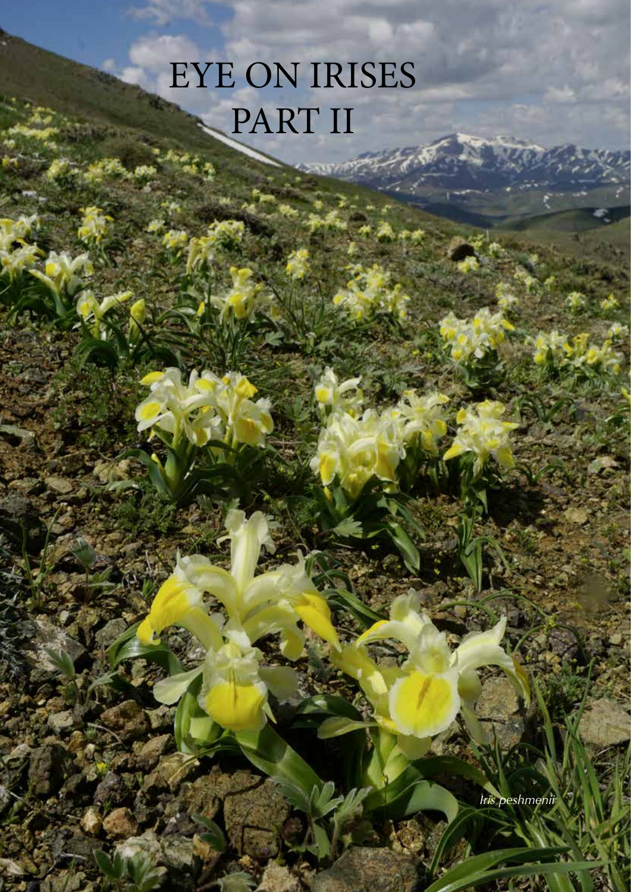# EYE ON IRISES PART II

*Iris peshmenii*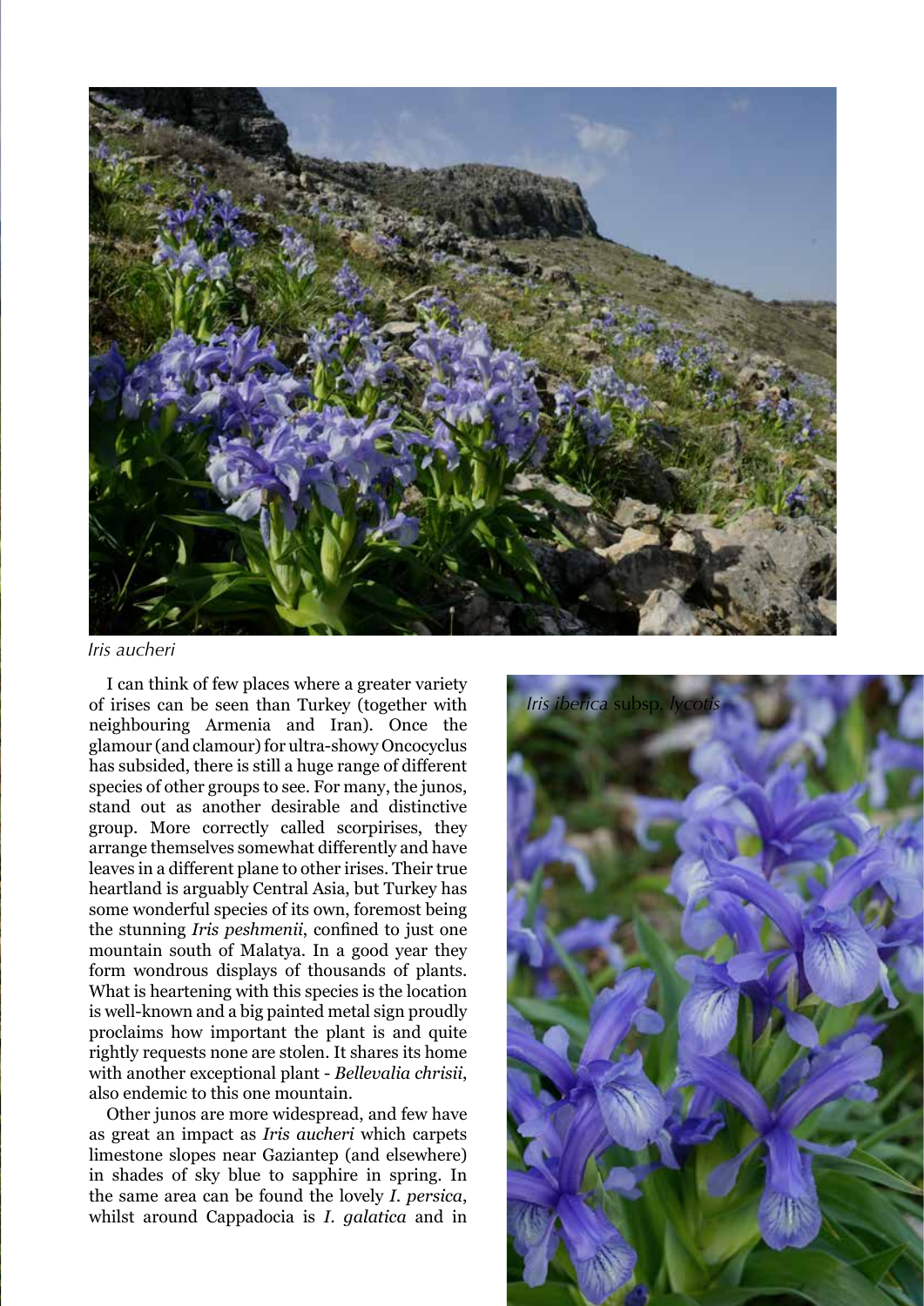*Iris aucheri*

*Iris iberica* subsp. *lycotis*

I can think of few places where a greater variety of irises can be seen than Turkey (together with neighbouring Armenia and Iran). Once the glamour (and clamour) for ultra-showy Oncocyclus has subsided, there is still a huge range of different species of other groups to see. For many, the junos, stand out as another desirable and distinctive group. More correctly called scorpirises, they arrange themselves somewhat differently and have leaves in a different plane to other irises. Their true heartland is arguably Central Asia, but Turkey has some wonderful species of its own, foremost being the stunning *Iris peshmenii*, confined to just one mountain south of Malatya. In a good year they form wondrous displays of thousands of plants. What is heartening with this species is the location is well-known and a big painted metal sign proudly proclaims how important the plant is and quite rightly requests none are stolen. It shares its home with another exceptional plant - *Bellevalia chrisii*, also endemic to this one mountain.

Other junos are more widespread, and few have as great an impact as *Iris aucheri* which carpets limestone slopes near Gaziantep (and elsewhere) in shades of sky blue to sapphire in spring. In the same area can be found the lovely *I. persica*, whilst around Cappadocia is *I. galatica* and in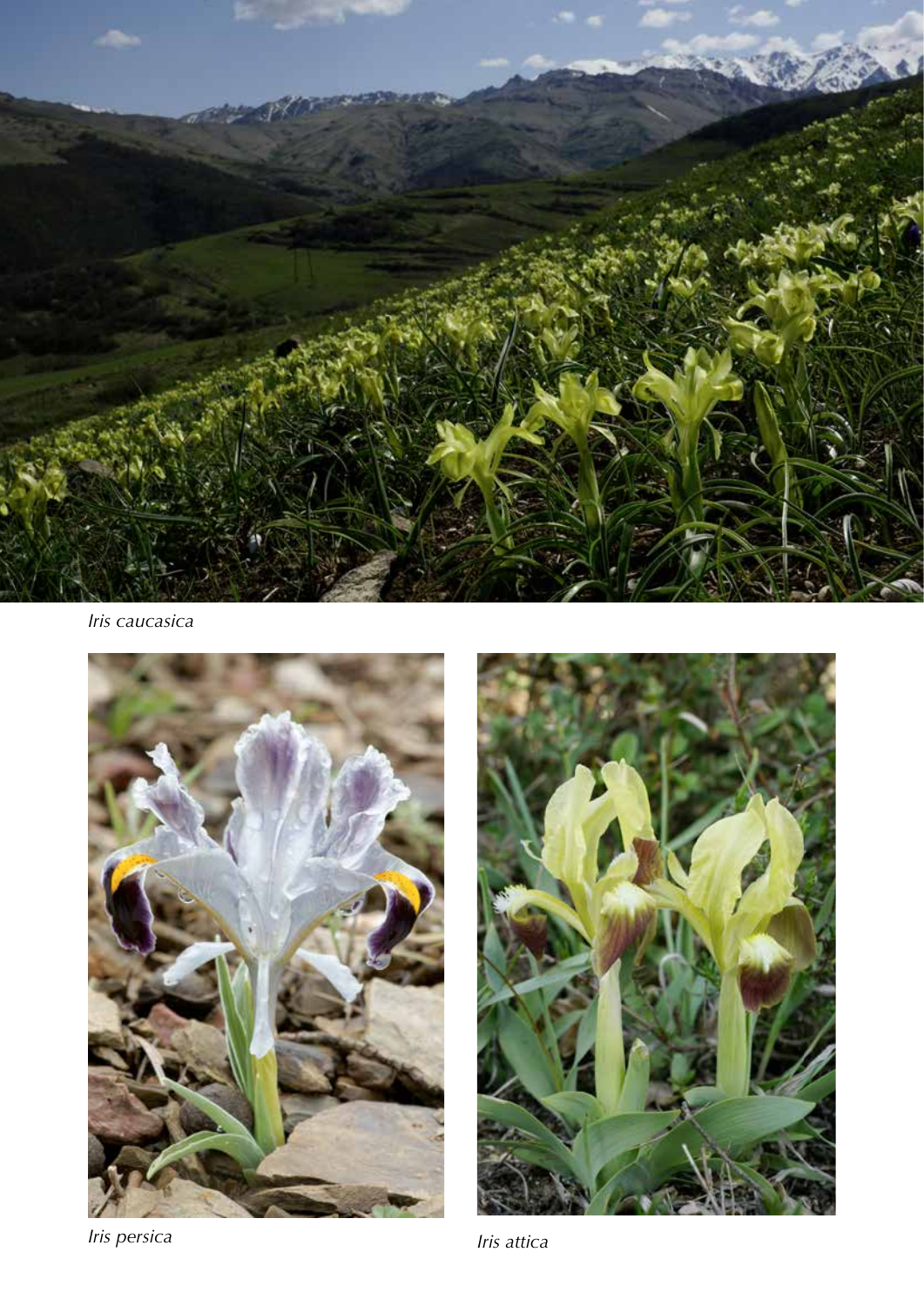*Iris caucasica*

*Iris persica*

*Iris attica*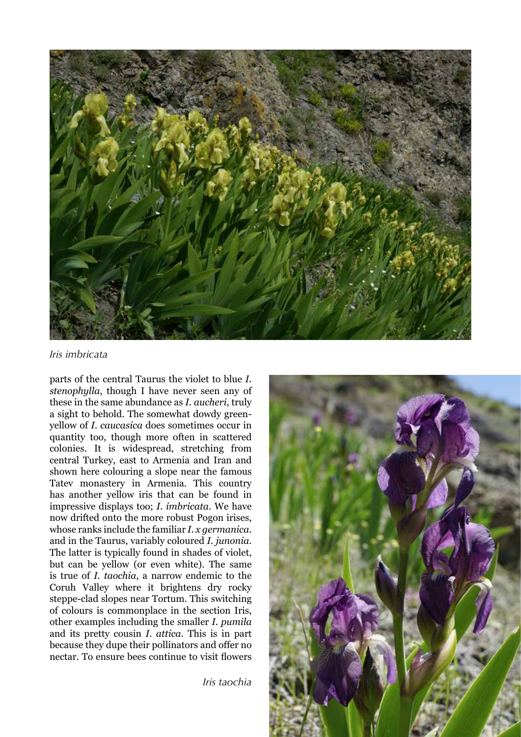*Iris imbricata*

parts of the central Taurus the violet to blue *I. stenophylla*, though I have never seen any of these in the same abundance as *I. aucheri*, truly a sight to behold. The somewhat dowdy green-yellow of *I. caucasica* does sometimes occur in quantity too, though more often in scattered colonies. It is widespread, stretching from central Turkey, east to Armenia and Iran and shown here colouring a slope near the famous Tatev monastery in Armenia. This country has another yellow iris that can be found in impressive displays too; *I. imbricata*. We have now drifted onto the more robust Pogon irises, whose ranks include the familiar *I. x germanica*. and in the Taurus, variably coloured *I. junonia*. The latter is typically found in shades of violet, but can be yellow (or even white). The same is true of *I. taochia*, a narrow endemic to the Coruh Valley where it brightens dry rocky steppe-clad slopes near Tortum. This switching of colours is commonplace in the section Iris, other examples including the smaller *I. pumila* and its pretty cousin *I. attica*. This is in part because they dupe their pollinators and offer no nectar. To ensure bees continue to visit flowers

*Iris taochia*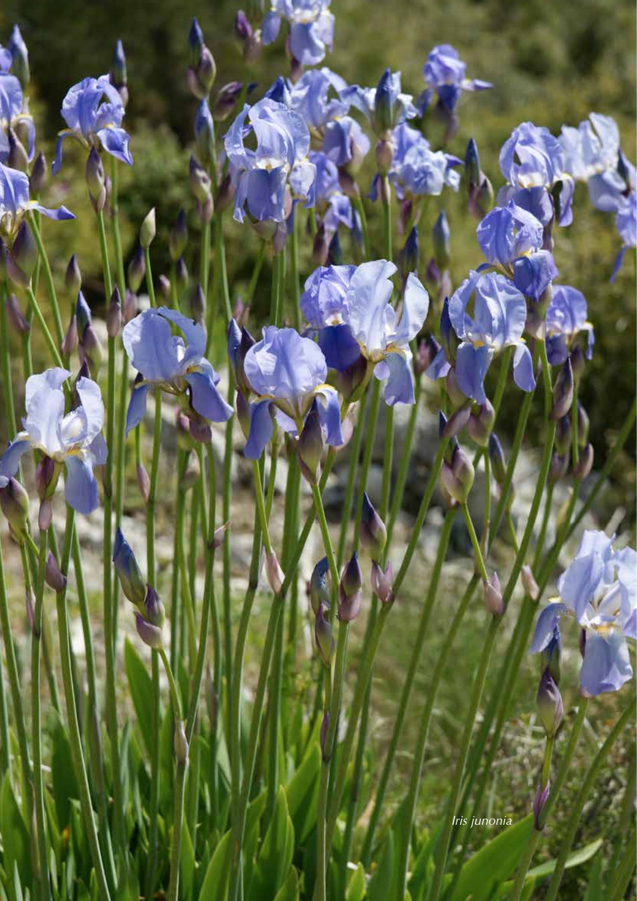*Iris junonia*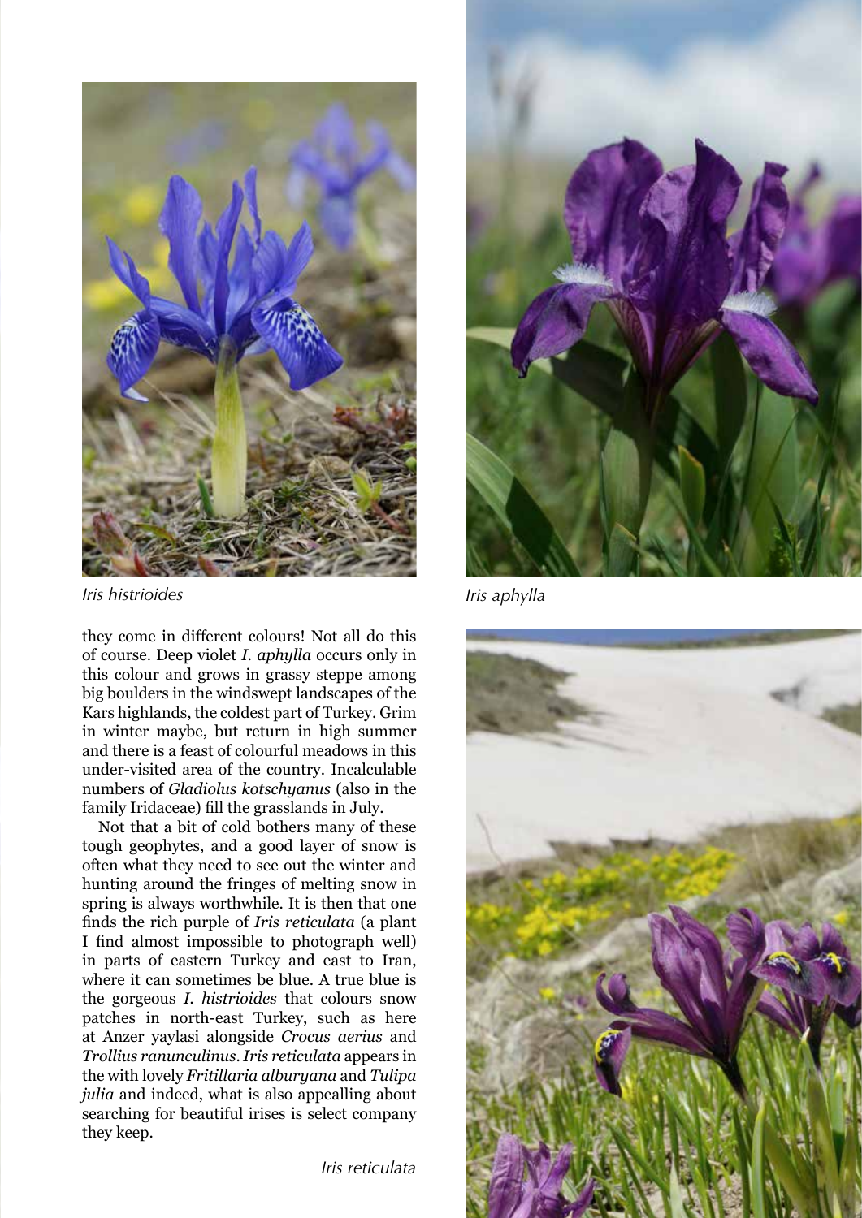*Iris histrioides*

*Iris aphylla*

they come in different colours! Not all do this of course. Deep violet *I. aphylla* occurs only in this colour and grows in grassy steppe among big boulders in the windswept landscapes of the Kars highlands, the coldest part of Turkey. Grim in winter maybe, but return in high summer and there is a feast of colourful meadows in this under-visited area of the country. Incalculable numbers of *Gladiolus kotschyanus* (also in the family Iridaceae) fill the grasslands in July.

Not that a bit of cold bothers many of these tough geophytes, and a good layer of snow is often what they need to see out the winter and hunting around the fringes of melting snow in spring is always worthwhile. It is then that one finds the rich purple of *Iris reticulata* (a plant I find almost impossible to photograph well) in parts of eastern Turkey and east to Iran, where it can sometimes be blue. A true blue is the gorgeous *I. histrioides* that colours snow patches in north-east Turkey, such as here at Anzer yaylasi alongside *Crocus aerius* and *Trollius ranunculinus*. *Iris reticulata* appears in the with lovely *Fritillaria alburyana* and *Tulipa julia* and indeed, what is also appealling about searching for beautiful irises is select company they keep.

*Iris reticulata*